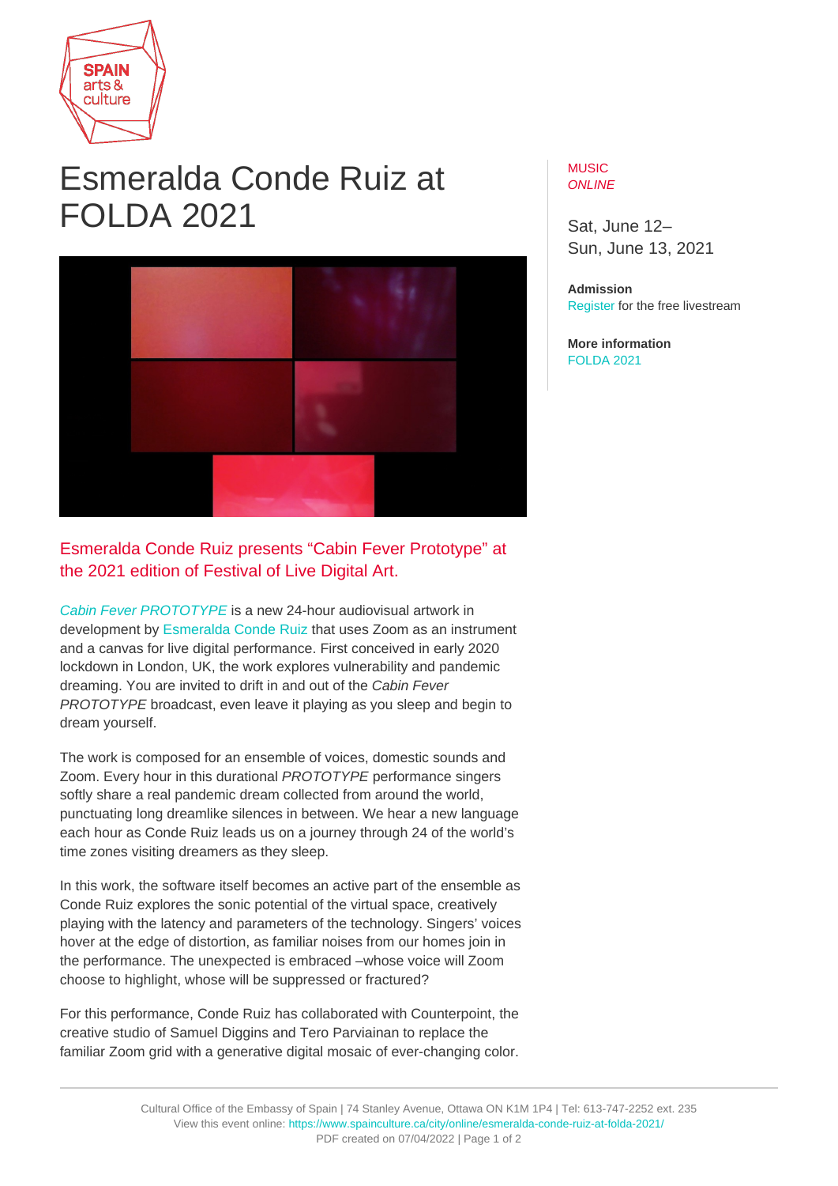# Esmeralda Conde Ruiz at FOLDA 2021

MUSIC
*ONLINE*

Sat, June 12–
Sun, June 13, 2021

**Admission**
Register for the free livestream

**More information**
FOLDA 2021

## Esmeralda Conde Ruiz presents “Cabin Fever Prototype” at the 2021 edition of Festival of Live Digital Art.

*Cabin Fever PROTOTYPE* is a new 24-hour audiovisual artwork in development by Esmeralda Conde Ruiz that uses Zoom as an instrument and a canvas for live digital performance. First conceived in early 2020 lockdown in London, UK, the work explores vulnerability and pandemic dreaming. You are invited to drift in and out of the *Cabin Fever PROTOTYPE* broadcast, even leave it playing as you sleep and begin to dream yourself.

The work is composed for an ensemble of voices, domestic sounds and Zoom. Every hour in this durational *PROTOTYPE* performance singers softly share a real pandemic dream collected from around the world, punctuating long dreamlike silences in between. We hear a new language each hour as Conde Ruiz leads us on a journey through 24 of the world’s time zones visiting dreamers as they sleep.

In this work, the software itself becomes an active part of the ensemble as Conde Ruiz explores the sonic potential of the virtual space, creatively playing with the latency and parameters of the technology. Singers’ voices hover at the edge of distortion, as familiar noises from our homes join in the performance. The unexpected is embraced –whose voice will Zoom choose to highlight, whose will be suppressed or fractured?

For this performance, Conde Ruiz has collaborated with Counterpoint, the creative studio of Samuel Diggins and Tero Parviainan to replace the familiar Zoom grid with a generative digital mosaic of ever-changing color.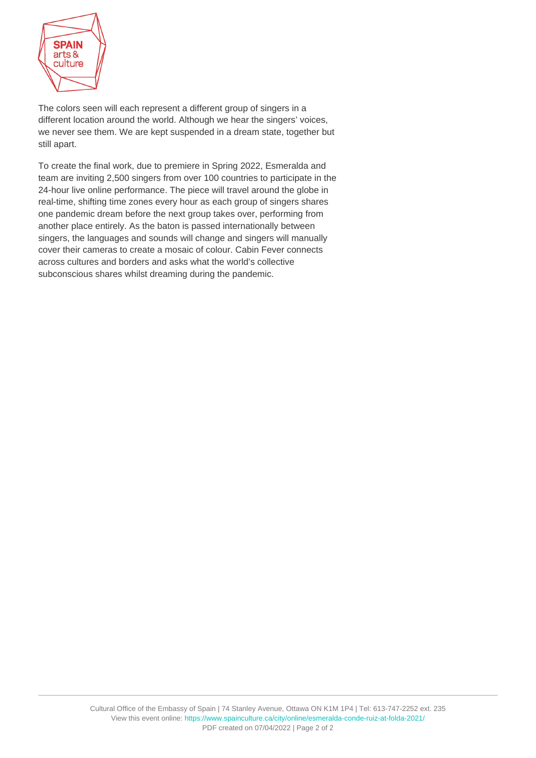The colors seen will each represent a different group of singers in a different location around the world. Although we hear the singers' voices, we never see them. We are kept suspended in a dream state, together but still apart.

To create the final work, due to premiere in Spring 2022, Esmeralda and team are inviting 2,500 singers from over 100 countries to participate in the 24-hour live online performance. The piece will travel around the globe in real-time, shifting time zones every hour as each group of singers shares one pandemic dream before the next group takes over, performing from another place entirely. As the baton is passed internationally between singers, the languages and sounds will change and singers will manually cover their cameras to create a mosaic of colour. Cabin Fever connects across cultures and borders and asks what the world's collective subconscious shares whilst dreaming during the pandemic.